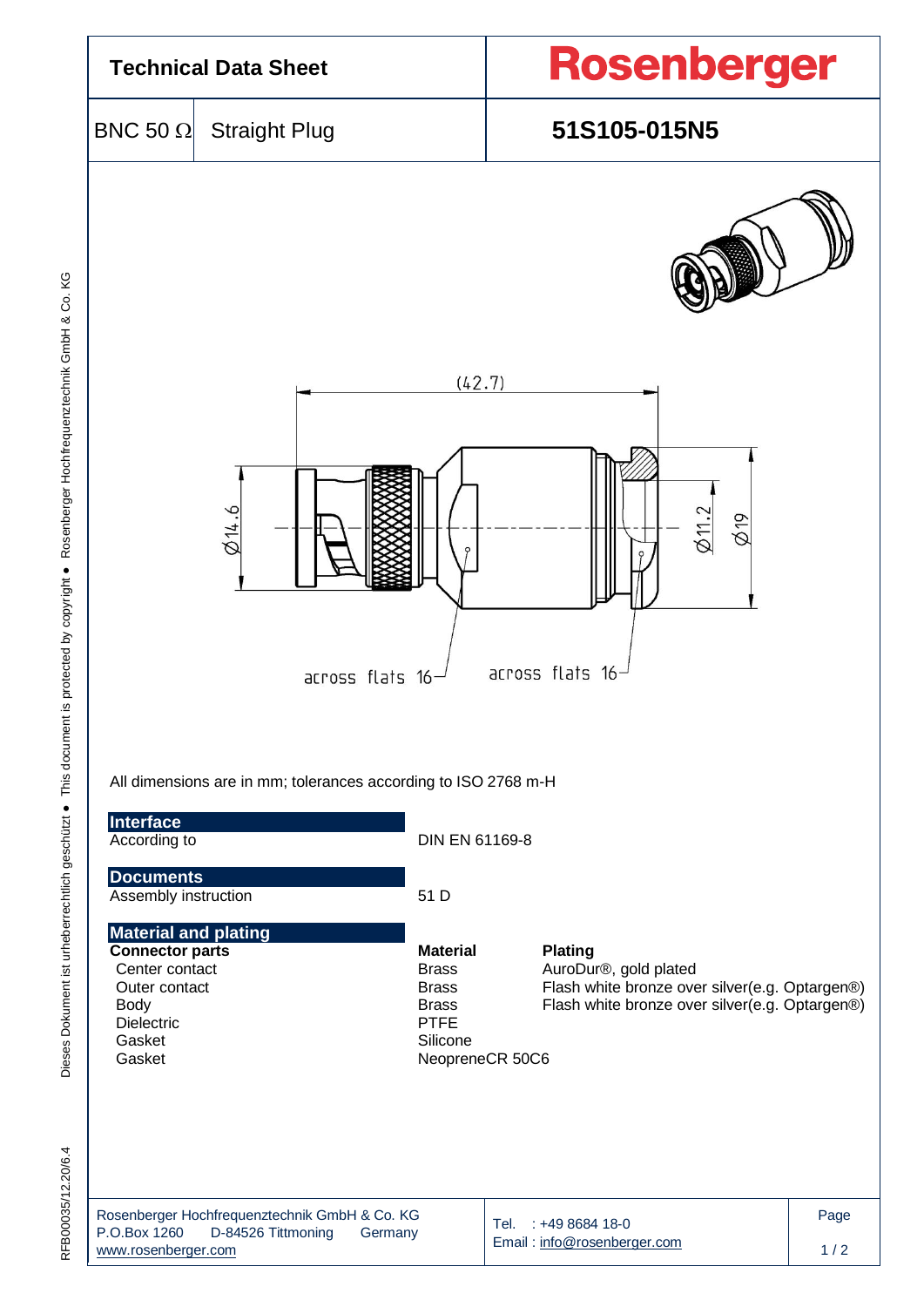# Technical Data Sheet

**Rosenberger**

| BNC 50 Ω | Straight Plug | **51S105-015N5** |
|---|---|---|

(42.7)

Ø14.6 Ø11.2 Ø19

across flats 16 across flats 16

All dimensions are in mm; tolerances according to ISO 2768 m-H

## Interface

| | |
|---|---|
| According to | DIN EN 61169-8 |

## Documents

| | |
|---|---|
| Assembly instruction | 51 D |

## Material and plating

| **Connector parts** | **Material** | **Plating** |
|---|---|---|
| Center contact | Brass | AuroDur®, gold plated |
| Outer contact | Brass | Flash white bronze over silver(e.g. Optargen®) |
| Body | Brass | Flash white bronze over silver(e.g. Optargen®) |
| Dielectric | PTFE | |
| Gasket | Silicone | |
| Gasket | NeopreneCR 50C6 | |

Rosenberger Hochfrequenztechnik GmbH & Co. KG
P.O.Box 1260 D-84526 Tittmoning Germany
www.rosenberger.com

Tel. : +49 8684 18-0
Email : info@rosenberger.com

Dieses Dokument ist urheberrechtlich geschützt ● This document is protected by copyright ● Rosenberger Hochfrequenztechnik GmbH & Co. KG

RFB00035/12.20/6.4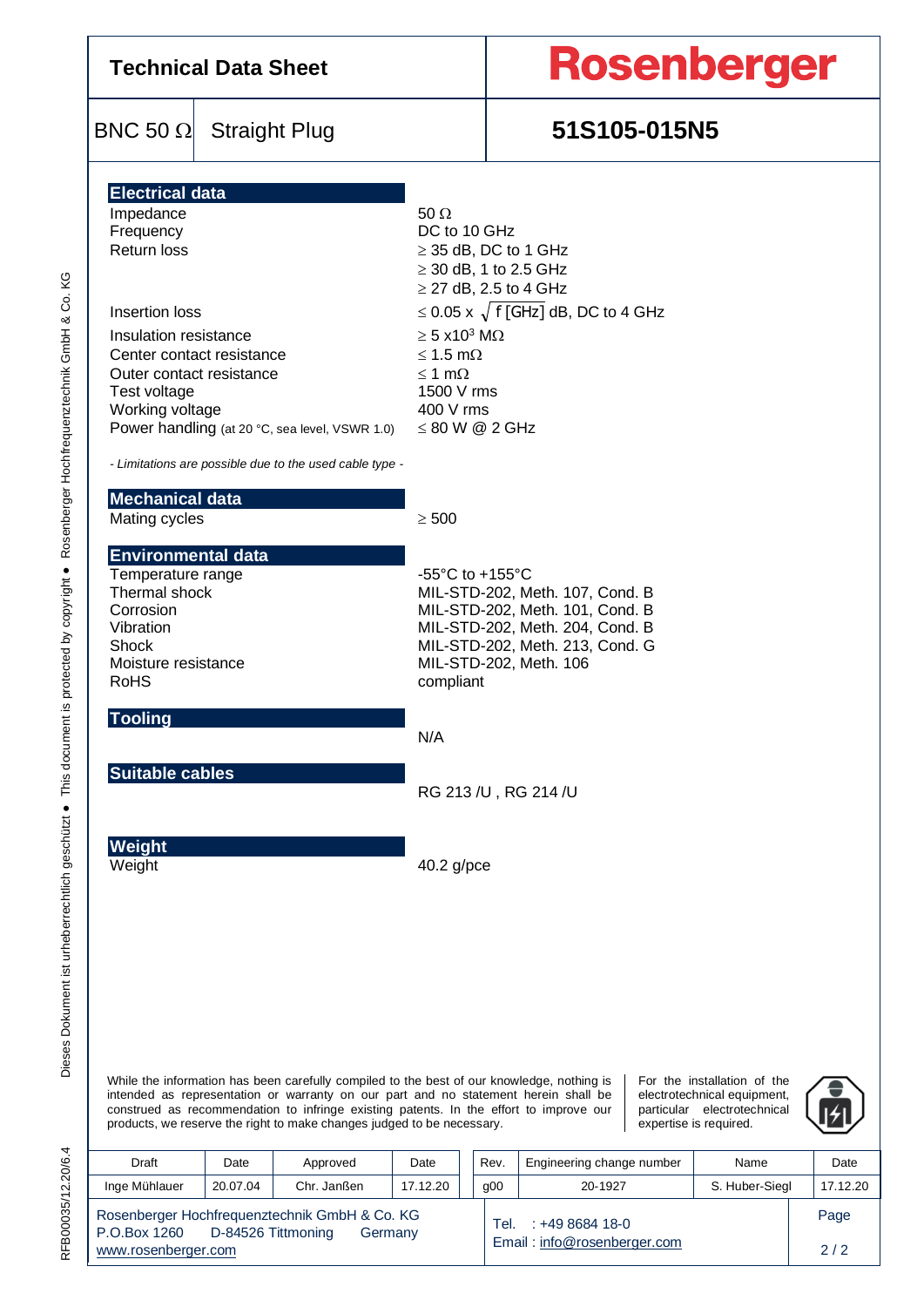# Technical Data Sheet

**Rosenberger**

| BNC 50 Ω | Straight Plug | **51S105-015N5** |
|---|---|---|

## Electrical data

| | |
|---|---|
| Impedance | 50 Ω |
| Frequency | DC to 10 GHz |
| Return loss | ≥ 35 dB, DC to 1 GHz<br>≥ 30 dB, 1 to 2.5 GHz<br>≥ 27 dB, 2.5 to 4 GHz |
| Insertion loss | $\leq 0.05 \times \sqrt{f\,[\text{GHz}]}$ dB, DC to 4 GHz |
| Insulation resistance | ≥ 5 x10$^3$ MΩ |
| Center contact resistance | ≤ 1.5 mΩ |
| Outer contact resistance | ≤ 1 mΩ |
| Test voltage | 1500 V rms |
| Working voltage | 400 V rms |
| Power handling (at 20 °C, sea level, VSWR 1.0) | ≤ 80 W @ 2 GHz |

*- Limitations are possible due to the used cable type -*

## Mechanical data

| | |
|---|---|
| Mating cycles | ≥ 500 |

## Environmental data

| | |
|---|---|
| Temperature range | -55°C to +155°C |
| Thermal shock | MIL-STD-202, Meth. 107, Cond. B |
| Corrosion | MIL-STD-202, Meth. 101, Cond. B |
| Vibration | MIL-STD-202, Meth. 204, Cond. B |
| Shock | MIL-STD-202, Meth. 213, Cond. G |
| Moisture resistance | MIL-STD-202, Meth. 106 |
| RoHS | compliant |

## Tooling

N/A

## Suitable cables

RG 213 /U , RG 214 /U

## Weight

| | |
|---|---|
| Weight | 40.2 g/pce |

While the information has been carefully compiled to the best of our knowledge, nothing is intended as representation or warranty on our part and no statement herein shall be construed as recommendation to infringe existing patents. In the effort to improve our products, we reserve the right to make changes judged to be necessary.

For the installation of the electrotechnical equipment, particular electrotechnical expertise is required.

| Draft | Date | Approved | Date | Rev. | Engineering change number | Name | Date |
|---|---|---|---|---|---|---|---|
| Inge Mühlauer | 20.07.04 | Chr. Janßen | 17.12.20 | g00 | 20-1927 | S. Huber-Siegl | 17.12.20 |

Rosenberger Hochfrequenztechnik GmbH & Co. KG
P.O.Box 1260 D-84526 Tittmoning Germany
www.rosenberger.com

Tel. : +49 8684 18-0
Email : info@rosenberger.com

RFB00035/12.20/6.4

Dieses Dokument ist urheberrechtlich geschützt ● This document is protected by copyright ● Rosenberger Hochfrequenztechnik GmbH & Co. KG